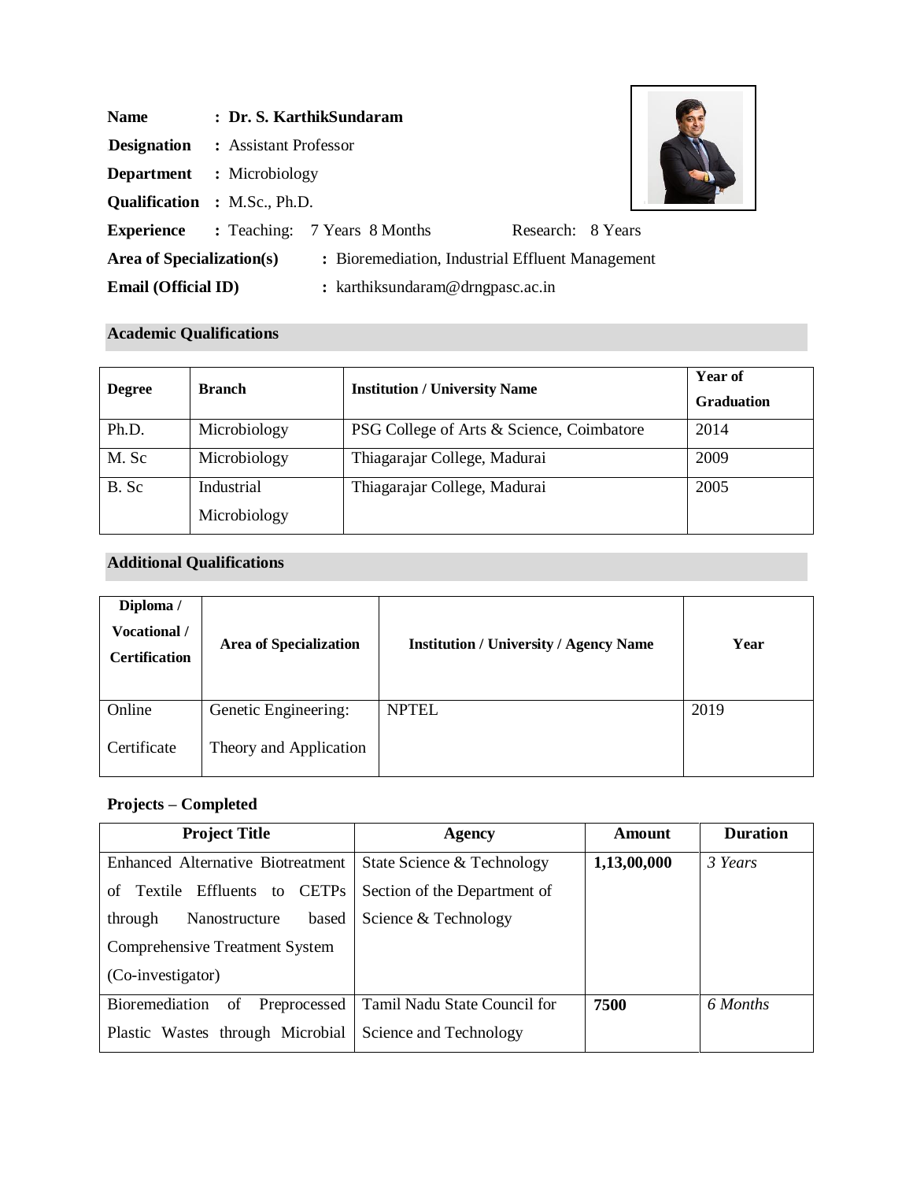**Name** : **Dr. S. KarthikSundaram**

**Designation** : Assistant Professor

**Department** : Microbiology

**Qualification** : M.Sc., Ph.D.

**Experience** : Teaching: 7 Years 8 Months Research: 8 Years

**Area of Specialization(s)** : Bioremediation, Industrial Effluent Management

**Email (Official ID)** : karthiksundaram@drngpasc.ac.in

## Academic Qualifications

| **Degree** | **Branch** | **Institution / University Name** | **Year of Graduation** |
|---|---|---|---|
| Ph.D. | Microbiology | PSG College of Arts & Science, Coimbatore | 2014 |
| M. Sc | Microbiology | Thiagarajar College, Madurai | 2009 |
| B. Sc | Industrial Microbiology | Thiagarajar College, Madurai | 2005 |

## Additional Qualifications

| **Diploma / Vocational / Certification** | **Area of Specialization** | **Institution / University / Agency Name** | **Year** |
|---|---|---|---|
| Online Certificate | Genetic Engineering: Theory and Application | NPTEL | 2019 |

## Projects – Completed

| **Project Title** | **Agency** | **Amount** | **Duration** |
|---|---|---|---|
| Enhanced Alternative Biotreatment of Textile Effluents to CETPs through Nanostructure based Comprehensive Treatment System (Co-investigator) | State Science & Technology Section of the Department of Science & Technology | **1,13,00,000** | *3 Years* |
| Bioremediation of Preprocessed Plastic Wastes through Microbial | Tamil Nadu State Council for Science and Technology | **7500** | *6 Months* |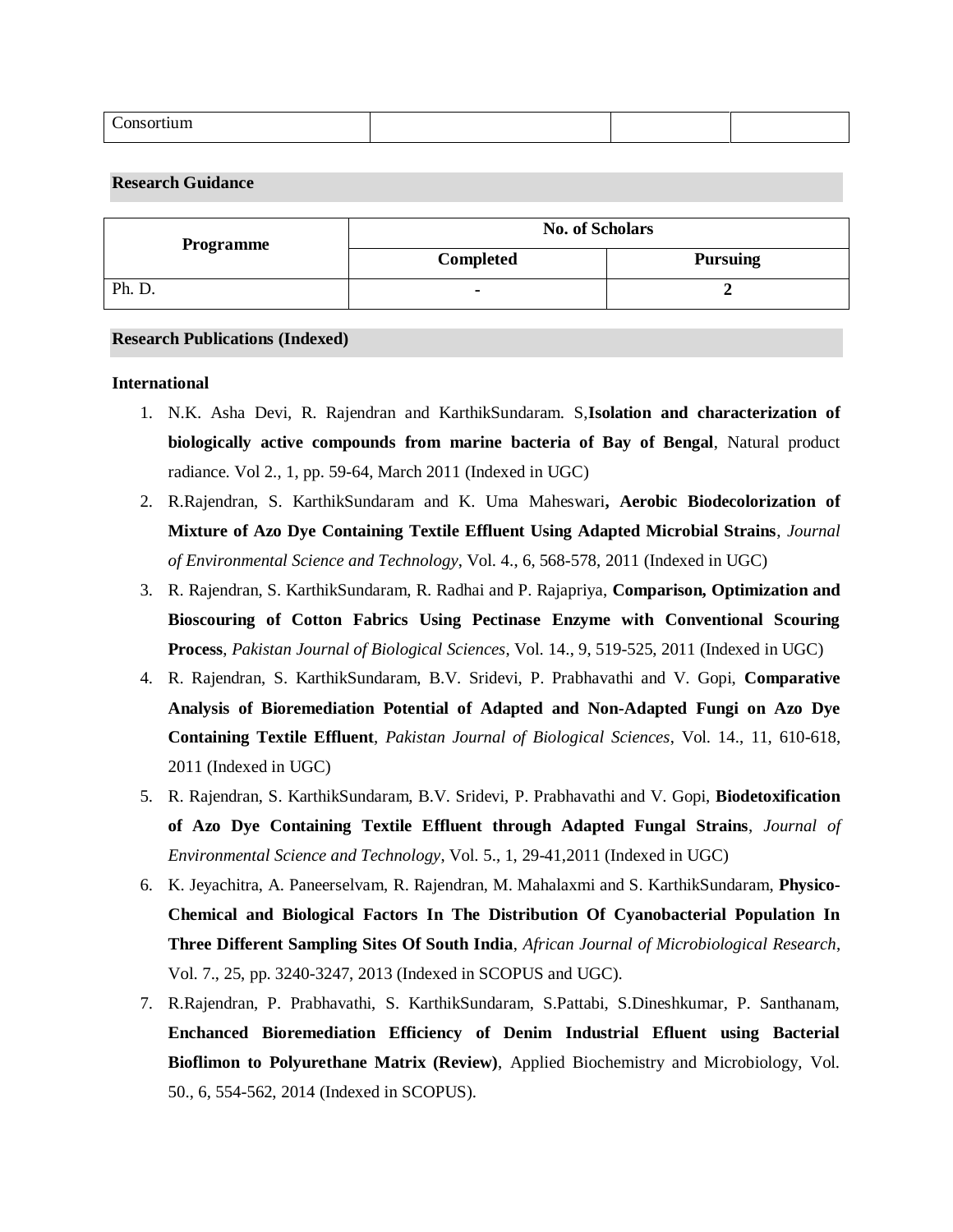| Consortium | | | |
|---|---|---|---|

## Research Guidance

| Programme | No. of Scholars | |
|---|---|---|
| | Completed | Pursuing |
| Ph. D. | - | 2 |

## Research Publications (Indexed)

**International**

1. N.K. Asha Devi, R. Rajendran and KarthikSundaram. S,**Isolation and characterization of biologically active compounds from marine bacteria of Bay of Bengal**, Natural product radiance. Vol 2., 1, pp. 59-64, March 2011 (Indexed in UGC)
2. R.Rajendran, S. KarthikSundaram and K. Uma Maheswari**, Aerobic Biodecolorization of Mixture of Azo Dye Containing Textile Effluent Using Adapted Microbial Strains**, *Journal of Environmental Science and Technology*, Vol. 4., 6, 568-578, 2011 (Indexed in UGC)
3. R. Rajendran, S. KarthikSundaram, R. Radhai and P. Rajapriya, **Comparison, Optimization and Bioscouring of Cotton Fabrics Using Pectinase Enzyme with Conventional Scouring Process**, *Pakistan Journal of Biological Sciences*, Vol. 14., 9, 519-525, 2011 (Indexed in UGC)
4. R. Rajendran, S. KarthikSundaram, B.V. Sridevi, P. Prabhavathi and V. Gopi, **Comparative Analysis of Bioremediation Potential of Adapted and Non-Adapted Fungi on Azo Dye Containing Textile Effluent**, *Pakistan Journal of Biological Sciences*, Vol. 14., 11, 610-618, 2011 (Indexed in UGC)
5. R. Rajendran, S. KarthikSundaram, B.V. Sridevi, P. Prabhavathi and V. Gopi, **Biodetoxification of Azo Dye Containing Textile Effluent through Adapted Fungal Strains**, *Journal of Environmental Science and Technology*, Vol. 5., 1, 29-41,2011 (Indexed in UGC)
6. K. Jeyachitra, A. Paneerselvam, R. Rajendran, M. Mahalaxmi and S. KarthikSundaram, **Physico-Chemical and Biological Factors In The Distribution Of Cyanobacterial Population In Three Different Sampling Sites Of South India**, *African Journal of Microbiological Research*, Vol. 7., 25, pp. 3240-3247, 2013 (Indexed in SCOPUS and UGC).
7. R.Rajendran, P. Prabhavathi, S. KarthikSundaram, S.Pattabi, S.Dineshkumar, P. Santhanam, **Enchanced Bioremediation Efficiency of Denim Industrial Efluent using Bacterial Bioflimon to Polyurethane Matrix (Review)**, Applied Biochemistry and Microbiology, Vol. 50., 6, 554-562, 2014 (Indexed in SCOPUS).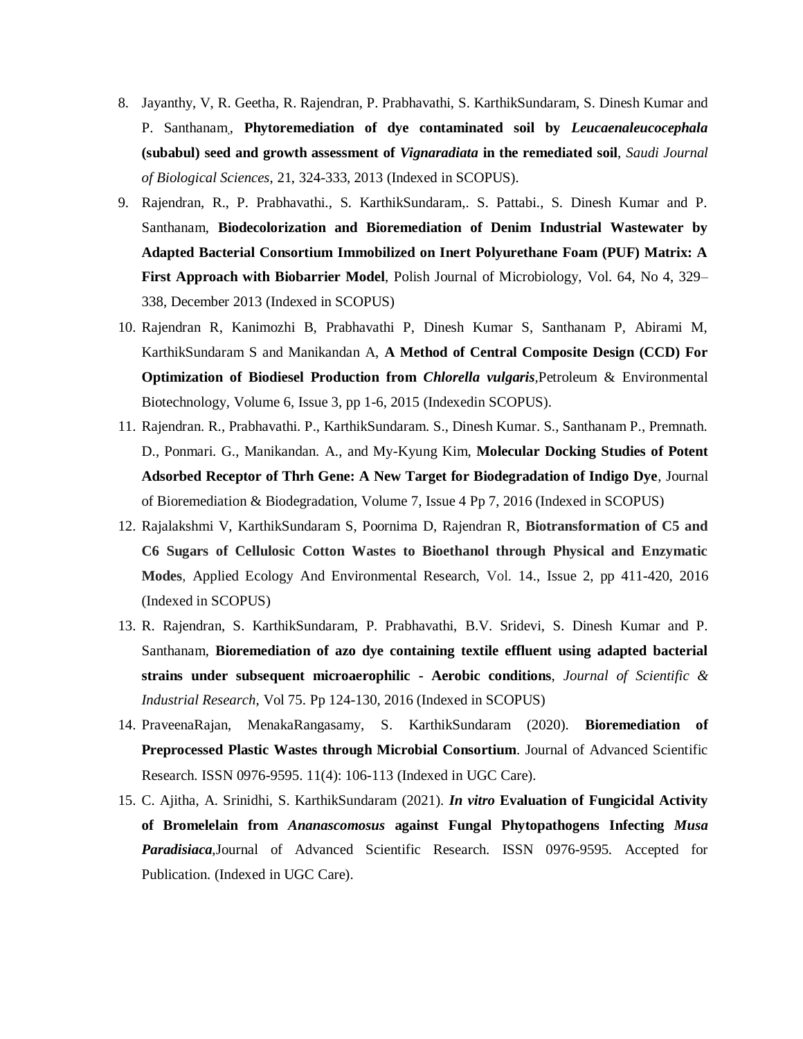8. Jayanthy, V, R. Geetha, R. Rajendran, P. Prabhavathi, S. KarthikSundaram, S. Dinesh Kumar and P. Santhanam,, **Phytoremediation of dye contaminated soil by *Leucaenaleucocephala* (subabul) seed and growth assessment of *Vignaradiata* in the remediated soil**, *Saudi Journal of Biological Sciences*, 21, 324-333, 2013 (Indexed in SCOPUS).
9. Rajendran, R., P. Prabhavathi., S. KarthikSundaram,. S. Pattabi., S. Dinesh Kumar and P. Santhanam, **Biodecolorization and Bioremediation of Denim Industrial Wastewater by Adapted Bacterial Consortium Immobilized on Inert Polyurethane Foam (PUF) Matrix: A First Approach with Biobarrier Model**, Polish Journal of Microbiology, Vol. 64, No 4, 329–338, December 2013 (Indexed in SCOPUS)
10. Rajendran R, Kanimozhi B, Prabhavathi P, Dinesh Kumar S, Santhanam P, Abirami M, KarthikSundaram S and Manikandan A, **A Method of Central Composite Design (CCD) For Optimization of Biodiesel Production from *Chlorella vulgaris*,**Petroleum & Environmental Biotechnology, Volume 6, Issue 3, pp 1-6, 2015 (Indexedin SCOPUS).
11. Rajendran. R., Prabhavathi. P., KarthikSundaram. S., Dinesh Kumar. S., Santhanam P., Premnath. D., Ponmari. G., Manikandan. A., and My-Kyung Kim, **Molecular Docking Studies of Potent Adsorbed Receptor of Thrh Gene: A New Target for Biodegradation of Indigo Dye**, Journal of Bioremediation & Biodegradation, Volume 7, Issue 4 Pp 7, 2016 (Indexed in SCOPUS)
12. Rajalakshmi V, KarthikSundaram S, Poornima D, Rajendran R, **Biotransformation of C5 and C6 Sugars of Cellulosic Cotton Wastes to Bioethanol through Physical and Enzymatic Modes**, Applied Ecology And Environmental Research, Vol. 14., Issue 2, pp 411-420, 2016 (Indexed in SCOPUS)
13. R. Rajendran, S. KarthikSundaram, P. Prabhavathi, B.V. Sridevi, S. Dinesh Kumar and P. Santhanam, **Bioremediation of azo dye containing textile effluent using adapted bacterial strains under subsequent microaerophilic - Aerobic conditions**, *Journal of Scientific & Industrial Research*, Vol 75. Pp 124-130, 2016 (Indexed in SCOPUS)
14. PraveenaRajan, MenakaRangasamy, S. KarthikSundaram (2020). **Bioremediation of Preprocessed Plastic Wastes through Microbial Consortium**. Journal of Advanced Scientific Research. ISSN 0976-9595. 11(4): 106-113 (Indexed in UGC Care).
15. C. Ajitha, A. Srinidhi, S. KarthikSundaram (2021). ***In vitro* Evaluation of Fungicidal Activity of Bromelelain from *Ananascomosus* against Fungal Phytopathogens Infecting *Musa Paradisiaca*,**Journal of Advanced Scientific Research. ISSN 0976-9595. Accepted for Publication. (Indexed in UGC Care).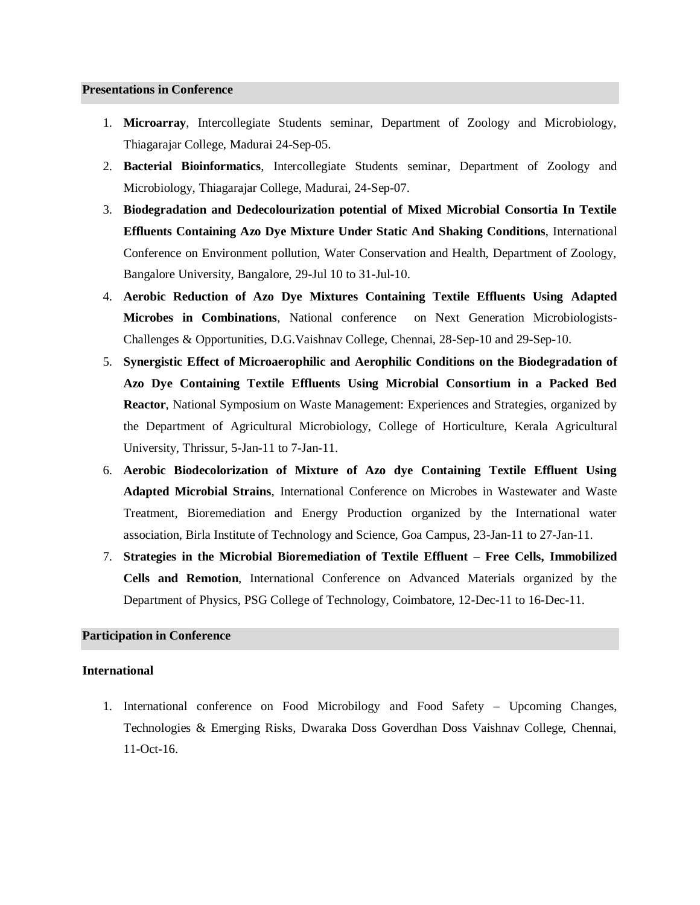## Presentations in Conference

1. **Microarray**, Intercollegiate Students seminar, Department of Zoology and Microbiology, Thiagarajar College, Madurai 24-Sep-05.
2. **Bacterial Bioinformatics**, Intercollegiate Students seminar, Department of Zoology and Microbiology, Thiagarajar College, Madurai, 24-Sep-07.
3. **Biodegradation and Dedecolourization potential of Mixed Microbial Consortia In Textile Effluents Containing Azo Dye Mixture Under Static And Shaking Conditions**, International Conference on Environment pollution, Water Conservation and Health, Department of Zoology, Bangalore University, Bangalore, 29-Jul 10 to 31-Jul-10.
4. **Aerobic Reduction of Azo Dye Mixtures Containing Textile Effluents Using Adapted Microbes in Combinations**, National conference on Next Generation Microbiologists-Challenges & Opportunities, D.G.Vaishnav College, Chennai, 28-Sep-10 and 29-Sep-10.
5. **Synergistic Effect of Microaerophilic and Aerophilic Conditions on the Biodegradation of Azo Dye Containing Textile Effluents Using Microbial Consortium in a Packed Bed Reactor**, National Symposium on Waste Management: Experiences and Strategies, organized by the Department of Agricultural Microbiology, College of Horticulture, Kerala Agricultural University, Thrissur, 5-Jan-11 to 7-Jan-11.
6. **Aerobic Biodecolorization of Mixture of Azo dye Containing Textile Effluent Using Adapted Microbial Strains**, International Conference on Microbes in Wastewater and Waste Treatment, Bioremediation and Energy Production organized by the International water association, Birla Institute of Technology and Science, Goa Campus, 23-Jan-11 to 27-Jan-11.
7. **Strategies in the Microbial Bioremediation of Textile Effluent – Free Cells, Immobilized Cells and Remotion**, International Conference on Advanced Materials organized by the Department of Physics, PSG College of Technology, Coimbatore, 12-Dec-11 to 16-Dec-11.

## Participation in Conference

### International

1. International conference on Food Microbilogy and Food Safety – Upcoming Changes, Technologies & Emerging Risks, Dwaraka Doss Goverdhan Doss Vaishnav College, Chennai, 11-Oct-16.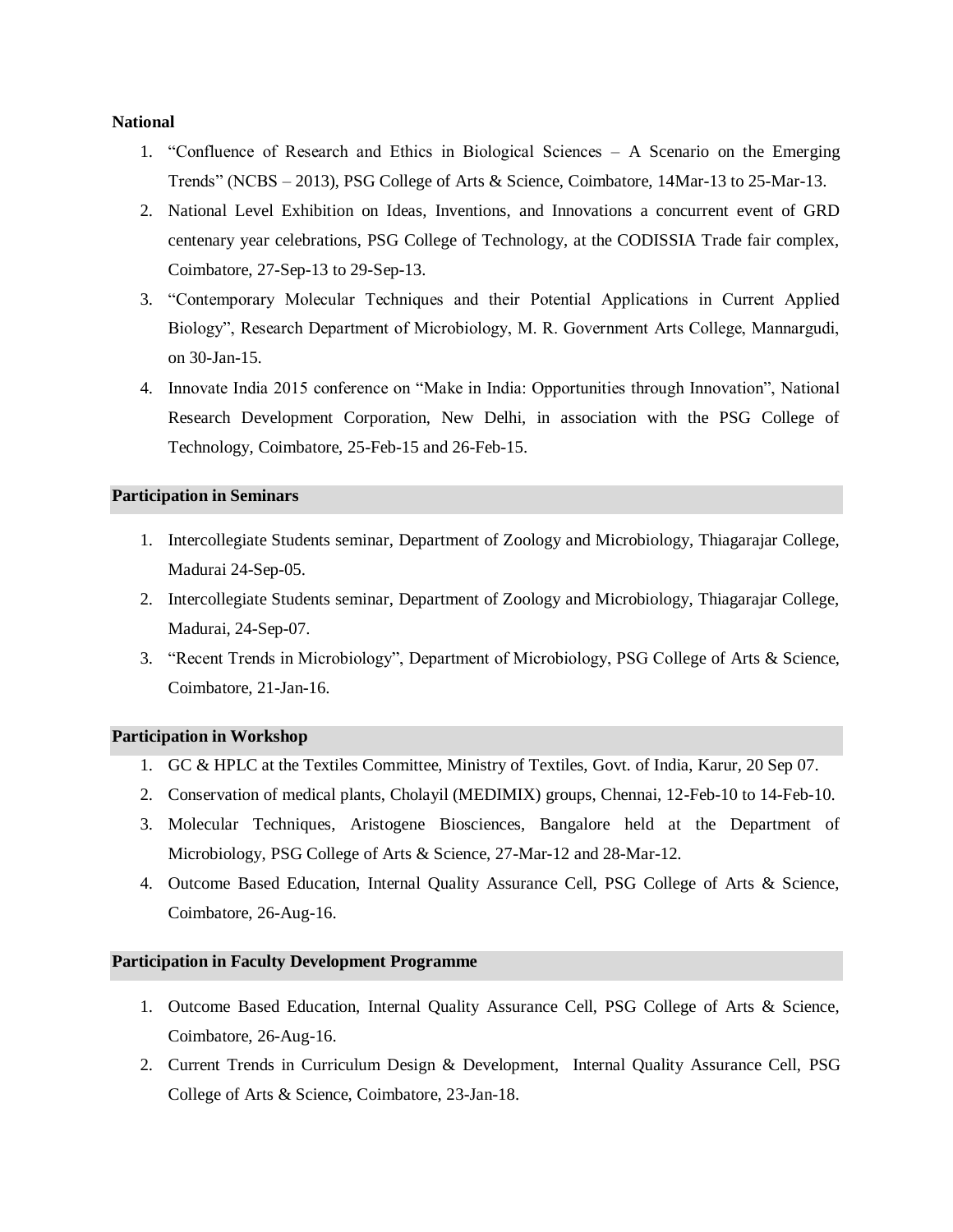**National**

1. "Confluence of Research and Ethics in Biological Sciences – A Scenario on the Emerging Trends" (NCBS – 2013), PSG College of Arts & Science, Coimbatore, 14Mar-13 to 25-Mar-13.
2. National Level Exhibition on Ideas, Inventions, and Innovations a concurrent event of GRD centenary year celebrations, PSG College of Technology, at the CODISSIA Trade fair complex, Coimbatore, 27-Sep-13 to 29-Sep-13.
3. "Contemporary Molecular Techniques and their Potential Applications in Current Applied Biology", Research Department of Microbiology, M. R. Government Arts College, Mannargudi, on 30-Jan-15.
4. Innovate India 2015 conference on "Make in India: Opportunities through Innovation", National Research Development Corporation, New Delhi, in association with the PSG College of Technology, Coimbatore, 25-Feb-15 and 26-Feb-15.

## Participation in Seminars

1. Intercollegiate Students seminar, Department of Zoology and Microbiology, Thiagarajar College, Madurai 24-Sep-05.
2. Intercollegiate Students seminar, Department of Zoology and Microbiology, Thiagarajar College, Madurai, 24-Sep-07.
3. "Recent Trends in Microbiology", Department of Microbiology, PSG College of Arts & Science, Coimbatore, 21-Jan-16.

## Participation in Workshop

1. GC & HPLC at the Textiles Committee, Ministry of Textiles, Govt. of India, Karur, 20 Sep 07.
2. Conservation of medical plants, Cholayil (MEDIMIX) groups, Chennai, 12-Feb-10 to 14-Feb-10.
3. Molecular Techniques, Aristogene Biosciences, Bangalore held at the Department of Microbiology, PSG College of Arts & Science, 27-Mar-12 and 28-Mar-12.
4. Outcome Based Education, Internal Quality Assurance Cell, PSG College of Arts & Science, Coimbatore, 26-Aug-16.

## Participation in Faculty Development Programme

1. Outcome Based Education, Internal Quality Assurance Cell, PSG College of Arts & Science, Coimbatore, 26-Aug-16.
2. Current Trends in Curriculum Design & Development, Internal Quality Assurance Cell, PSG College of Arts & Science, Coimbatore, 23-Jan-18.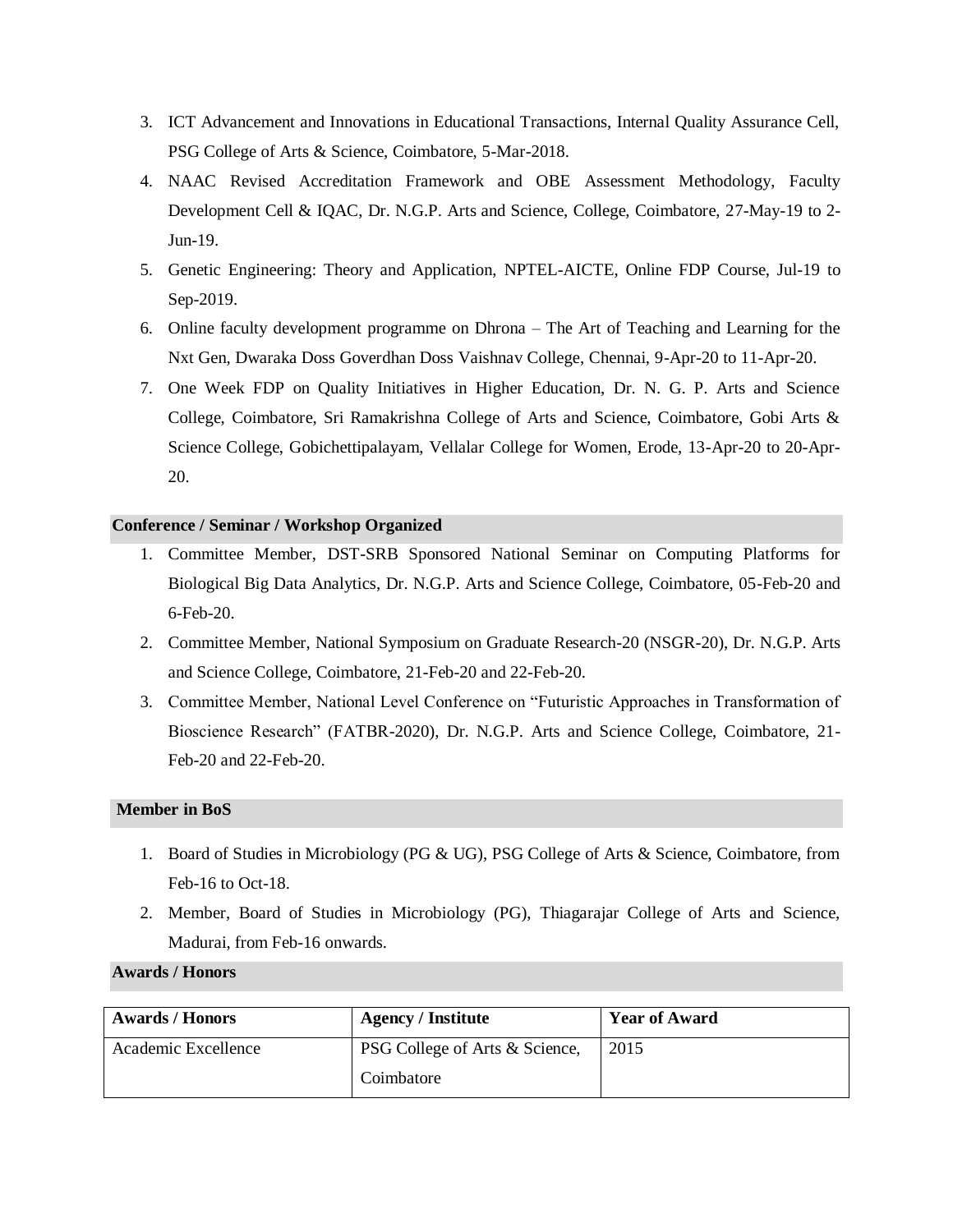3. ICT Advancement and Innovations in Educational Transactions, Internal Quality Assurance Cell, PSG College of Arts & Science, Coimbatore, 5-Mar-2018.
4. NAAC Revised Accreditation Framework and OBE Assessment Methodology, Faculty Development Cell & IQAC, Dr. N.G.P. Arts and Science, College, Coimbatore, 27-May-19 to 2-Jun-19.
5. Genetic Engineering: Theory and Application, NPTEL-AICTE, Online FDP Course, Jul-19 to Sep-2019.
6. Online faculty development programme on Dhrona – The Art of Teaching and Learning for the Nxt Gen, Dwaraka Doss Goverdhan Doss Vaishnav College, Chennai, 9-Apr-20 to 11-Apr-20.
7. One Week FDP on Quality Initiatives in Higher Education, Dr. N. G. P. Arts and Science College, Coimbatore, Sri Ramakrishna College of Arts and Science, Coimbatore, Gobi Arts & Science College, Gobichettipalayam, Vellalar College for Women, Erode, 13-Apr-20 to 20-Apr-20.

**Conference / Seminar / Workshop Organized**

1. Committee Member, DST-SRB Sponsored National Seminar on Computing Platforms for Biological Big Data Analytics, Dr. N.G.P. Arts and Science College, Coimbatore, 05-Feb-20 and 6-Feb-20.
2. Committee Member, National Symposium on Graduate Research-20 (NSGR-20), Dr. N.G.P. Arts and Science College, Coimbatore, 21-Feb-20 and 22-Feb-20.
3. Committee Member, National Level Conference on "Futuristic Approaches in Transformation of Bioscience Research" (FATBR-2020), Dr. N.G.P. Arts and Science College, Coimbatore, 21-Feb-20 and 22-Feb-20.

**Member in BoS**

1. Board of Studies in Microbiology (PG & UG), PSG College of Arts & Science, Coimbatore, from Feb-16 to Oct-18.
2. Member, Board of Studies in Microbiology (PG), Thiagarajar College of Arts and Science, Madurai, from Feb-16 onwards.

**Awards / Honors**

| Awards / Honors | Agency / Institute | Year of Award |
|---|---|---|
| Academic Excellence | PSG College of Arts & Science, Coimbatore | 2015 |